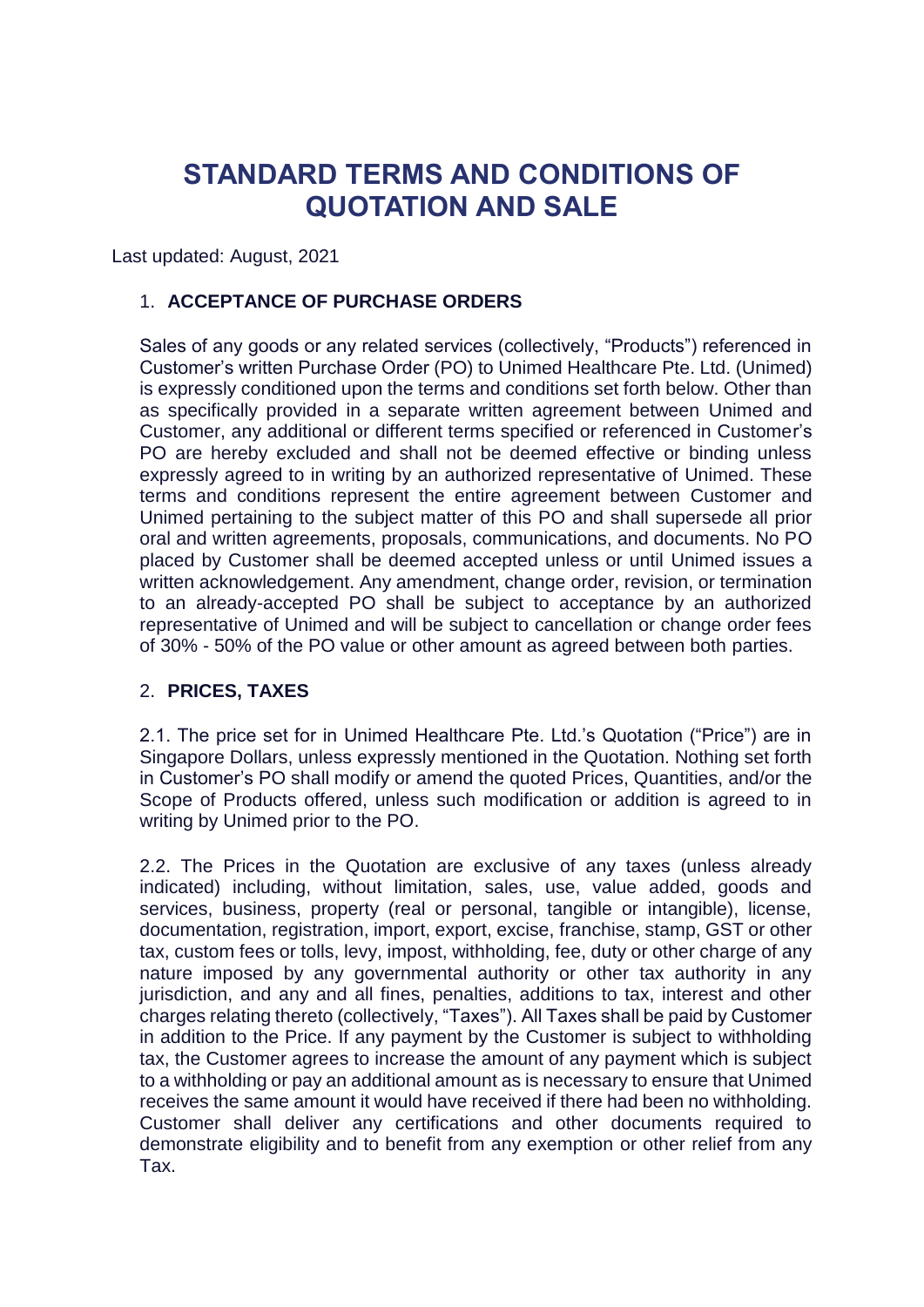# STANDARD TERMS AND CONDITIONS OF QUOTATION AND SALE

Last updated: August, 2021

## 1. ACCEPTANCE OF PURCHASE ORDERS

Sales of any goods or any related services (collectively, "Products") referenced in Customer's written Purchase Order (PO) to Unimed Healthcare Pte. Ltd. (Unimed) is expressly conditioned upon the terms and conditions set forth below. Other than as specifically provided in a separate written agreement between Unimed and Customer, any additional or different terms specified or referenced in Customer's PO are hereby excluded and shall not be deemed effective or binding unless expressly agreed to in writing by an authorized representative of Unimed. These terms and conditions represent the entire agreement between Customer and Unimed pertaining to the subject matter of this PO and shall supersede all prior oral and written agreements, proposals, communications, and documents. No PO placed by Customer shall be deemed accepted unless or until Unimed issues a written acknowledgement. Any amendment, change order, revision, or termination to an already-accepted PO shall be subject to acceptance by an authorized representative of Unimed and will be subject to cancellation or change order fees of 30% - 50% of the PO value or other amount as agreed between both parties.

## 2. PRICES, TAXES

2.1. The price set for in Unimed Healthcare Pte. Ltd.'s Quotation ("Price") are in Singapore Dollars, unless expressly mentioned in the Quotation. Nothing set forth in Customer's PO shall modify or amend the quoted Prices, Quantities, and/or the Scope of Products offered, unless such modification or addition is agreed to in writing by Unimed prior to the PO.

2.2. The Prices in the Quotation are exclusive of any taxes (unless already indicated) including, without limitation, sales, use, value added, goods and services, business, property (real or personal, tangible or intangible), license, documentation, registration, import, export, excise, franchise, stamp, GST or other tax, custom fees or tolls, levy, impost, withholding, fee, duty or other charge of any nature imposed by any governmental authority or other tax authority in any jurisdiction, and any and all fines, penalties, additions to tax, interest and other charges relating thereto (collectively, "Taxes"). All Taxes shall be paid by Customer in addition to the Price. If any payment by the Customer is subject to withholding tax, the Customer agrees to increase the amount of any payment which is subject to a withholding or pay an additional amount as is necessary to ensure that Unimed receives the same amount it would have received if there had been no withholding. Customer shall deliver any certifications and other documents required to demonstrate eligibility and to benefit from any exemption or other relief from any Tax.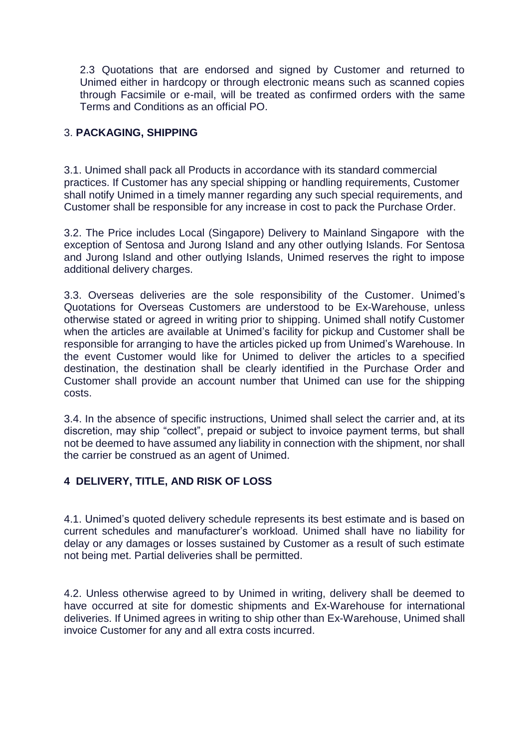2.3 Quotations that are endorsed and signed by Customer and returned to Unimed either in hardcopy or through electronic means such as scanned copies through Facsimile or e-mail, will be treated as confirmed orders with the same Terms and Conditions as an official PO.

## 3. **PACKAGING, SHIPPING**

3.1. Unimed shall pack all Products in accordance with its standard commercial practices. If Customer has any special shipping or handling requirements, Customer shall notify Unimed in a timely manner regarding any such special requirements, and Customer shall be responsible for any increase in cost to pack the Purchase Order.

3.2. The Price includes Local (Singapore) Delivery to Mainland Singapore with the exception of Sentosa and Jurong Island and any other outlying Islands. For Sentosa and Jurong Island and other outlying Islands, Unimed reserves the right to impose additional delivery charges.

3.3. Overseas deliveries are the sole responsibility of the Customer. Unimed's Quotations for Overseas Customers are understood to be Ex-Warehouse, unless otherwise stated or agreed in writing prior to shipping. Unimed shall notify Customer when the articles are available at Unimed's facility for pickup and Customer shall be responsible for arranging to have the articles picked up from Unimed's Warehouse. In the event Customer would like for Unimed to deliver the articles to a specified destination, the destination shall be clearly identified in the Purchase Order and Customer shall provide an account number that Unimed can use for the shipping costs.

3.4. In the absence of specific instructions, Unimed shall select the carrier and, at its discretion, may ship "collect", prepaid or subject to invoice payment terms, but shall not be deemed to have assumed any liability in connection with the shipment, nor shall the carrier be construed as an agent of Unimed.

## **4 DELIVERY, TITLE, AND RISK OF LOSS**

4.1. Unimed's quoted delivery schedule represents its best estimate and is based on current schedules and manufacturer's workload. Unimed shall have no liability for delay or any damages or losses sustained by Customer as a result of such estimate not being met. Partial deliveries shall be permitted.

4.2. Unless otherwise agreed to by Unimed in writing, delivery shall be deemed to have occurred at site for domestic shipments and Ex-Warehouse for international deliveries. If Unimed agrees in writing to ship other than Ex-Warehouse, Unimed shall invoice Customer for any and all extra costs incurred.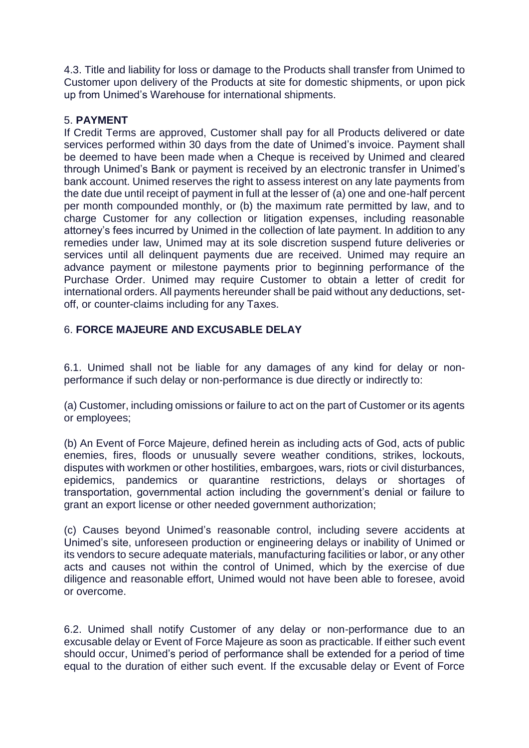4.3. Title and liability for loss or damage to the Products shall transfer from Unimed to Customer upon delivery of the Products at site for domestic shipments, or upon pick up from Unimed's Warehouse for international shipments.

## 5. **PAYMENT**

If Credit Terms are approved, Customer shall pay for all Products delivered or date services performed within 30 days from the date of Unimed's invoice. Payment shall be deemed to have been made when a Cheque is received by Unimed and cleared through Unimed's Bank or payment is received by an electronic transfer in Unimed's bank account. Unimed reserves the right to assess interest on any late payments from the date due until receipt of payment in full at the lesser of (a) one and one-half percent per month compounded monthly, or (b) the maximum rate permitted by law, and to charge Customer for any collection or litigation expenses, including reasonable attorney's fees incurred by Unimed in the collection of late payment. In addition to any remedies under law, Unimed may at its sole discretion suspend future deliveries or services until all delinquent payments due are received. Unimed may require an advance payment or milestone payments prior to beginning performance of the Purchase Order. Unimed may require Customer to obtain a letter of credit for international orders. All payments hereunder shall be paid without any deductions, set-off, or counter-claims including for any Taxes.

## 6. **FORCE MAJEURE AND EXCUSABLE DELAY**

6.1. Unimed shall not be liable for any damages of any kind for delay or non-performance if such delay or non-performance is due directly or indirectly to:

(a) Customer, including omissions or failure to act on the part of Customer or its agents or employees;

(b) An Event of Force Majeure, defined herein as including acts of God, acts of public enemies, fires, floods or unusually severe weather conditions, strikes, lockouts, disputes with workmen or other hostilities, embargoes, wars, riots or civil disturbances, epidemics, pandemics or quarantine restrictions, delays or shortages of transportation, governmental action including the government's denial or failure to grant an export license or other needed government authorization;

(c) Causes beyond Unimed's reasonable control, including severe accidents at Unimed's site, unforeseen production or engineering delays or inability of Unimed or its vendors to secure adequate materials, manufacturing facilities or labor, or any other acts and causes not within the control of Unimed, which by the exercise of due diligence and reasonable effort, Unimed would not have been able to foresee, avoid or overcome.

6.2. Unimed shall notify Customer of any delay or non-performance due to an excusable delay or Event of Force Majeure as soon as practicable. If either such event should occur, Unimed's period of performance shall be extended for a period of time equal to the duration of either such event. If the excusable delay or Event of Force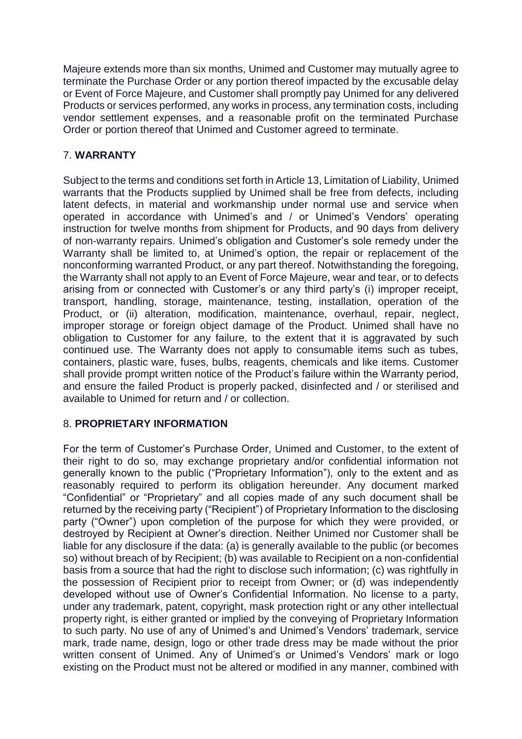Majeure extends more than six months, Unimed and Customer may mutually agree to terminate the Purchase Order or any portion thereof impacted by the excusable delay or Event of Force Majeure, and Customer shall promptly pay Unimed for any delivered Products or services performed, any works in process, any termination costs, including vendor settlement expenses, and a reasonable profit on the terminated Purchase Order or portion thereof that Unimed and Customer agreed to terminate.

## 7. **WARRANTY**

Subject to the terms and conditions set forth in Article 13, Limitation of Liability, Unimed warrants that the Products supplied by Unimed shall be free from defects, including latent defects, in material and workmanship under normal use and service when operated in accordance with Unimed's and / or Unimed's Vendors' operating instruction for twelve months from shipment for Products, and 90 days from delivery of non-warranty repairs. Unimed's obligation and Customer's sole remedy under the Warranty shall be limited to, at Unimed's option, the repair or replacement of the nonconforming warranted Product, or any part thereof. Notwithstanding the foregoing, the Warranty shall not apply to an Event of Force Majeure, wear and tear, or to defects arising from or connected with Customer's or any third party's (i) improper receipt, transport, handling, storage, maintenance, testing, installation, operation of the Product, or (ii) alteration, modification, maintenance, overhaul, repair, neglect, improper storage or foreign object damage of the Product. Unimed shall have no obligation to Customer for any failure, to the extent that it is aggravated by such continued use. The Warranty does not apply to consumable items such as tubes, containers, plastic ware, fuses, bulbs, reagents, chemicals and like items. Customer shall provide prompt written notice of the Product's failure within the Warranty period, and ensure the failed Product is properly packed, disinfected and / or sterilised and available to Unimed for return and / or collection.

## 8. **PROPRIETARY INFORMATION**

For the term of Customer's Purchase Order, Unimed and Customer, to the extent of their right to do so, may exchange proprietary and/or confidential information not generally known to the public ("Proprietary Information"), only to the extent and as reasonably required to perform its obligation hereunder. Any document marked "Confidential" or "Proprietary" and all copies made of any such document shall be returned by the receiving party ("Recipient") of Proprietary Information to the disclosing party ("Owner") upon completion of the purpose for which they were provided, or destroyed by Recipient at Owner's direction. Neither Unimed nor Customer shall be liable for any disclosure if the data: (a) is generally available to the public (or becomes so) without breach of by Recipient; (b) was available to Recipient on a non-confidential basis from a source that had the right to disclose such information; (c) was rightfully in the possession of Recipient prior to receipt from Owner; or (d) was independently developed without use of Owner's Confidential Information. No license to a party, under any trademark, patent, copyright, mask protection right or any other intellectual property right, is either granted or implied by the conveying of Proprietary Information to such party. No use of any of Unimed's and Unimed's Vendors' trademark, service mark, trade name, design, logo or other trade dress may be made without the prior written consent of Unimed. Any of Unimed's or Unimed's Vendors' mark or logo existing on the Product must not be altered or modified in any manner, combined with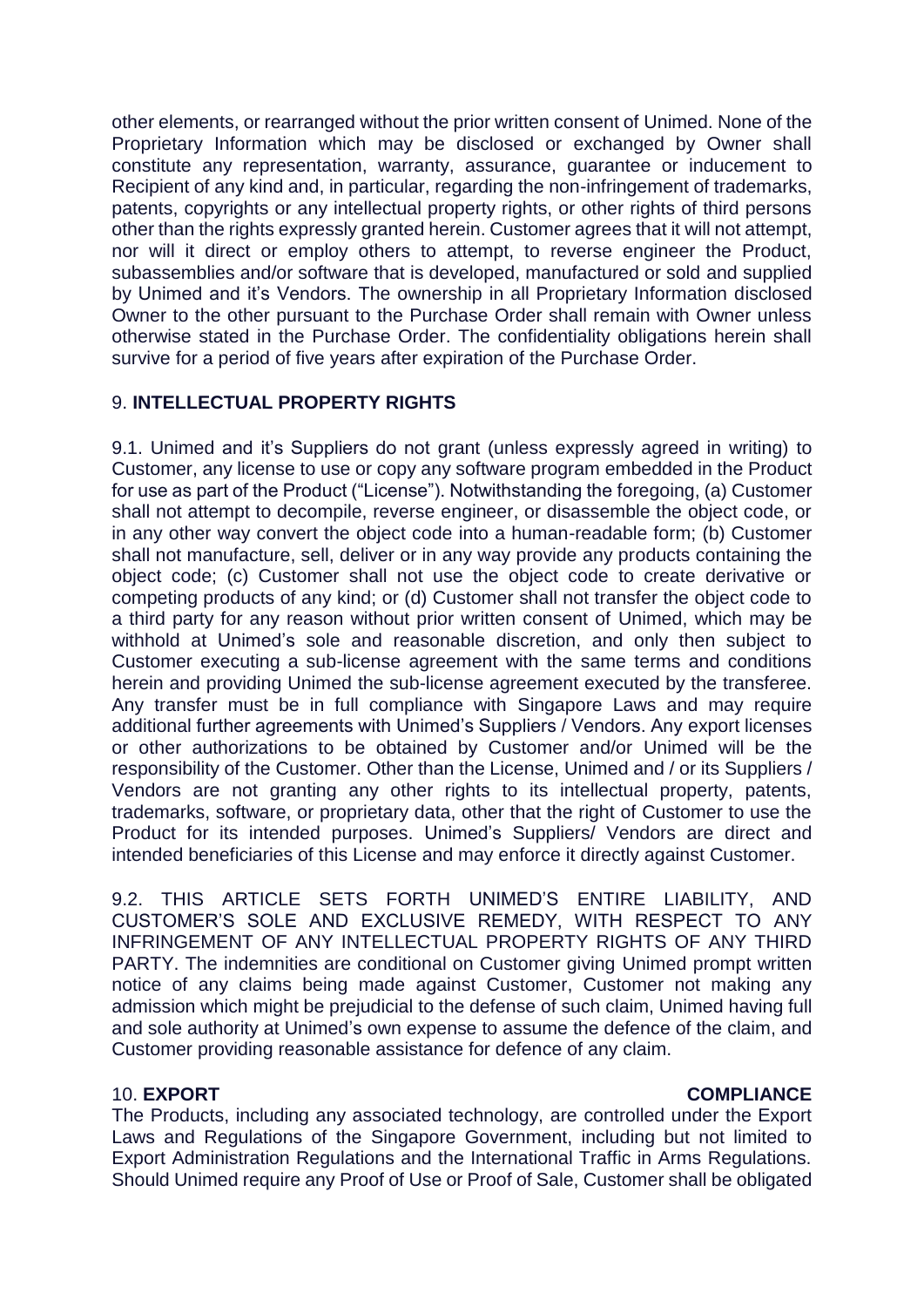other elements, or rearranged without the prior written consent of Unimed. None of the Proprietary Information which may be disclosed or exchanged by Owner shall constitute any representation, warranty, assurance, guarantee or inducement to Recipient of any kind and, in particular, regarding the non-infringement of trademarks, patents, copyrights or any intellectual property rights, or other rights of third persons other than the rights expressly granted herein. Customer agrees that it will not attempt, nor will it direct or employ others to attempt, to reverse engineer the Product, subassemblies and/or software that is developed, manufactured or sold and supplied by Unimed and it's Vendors. The ownership in all Proprietary Information disclosed Owner to the other pursuant to the Purchase Order shall remain with Owner unless otherwise stated in the Purchase Order. The confidentiality obligations herein shall survive for a period of five years after expiration of the Purchase Order.

## 9. **INTELLECTUAL PROPERTY RIGHTS**

9.1. Unimed and it's Suppliers do not grant (unless expressly agreed in writing) to Customer, any license to use or copy any software program embedded in the Product for use as part of the Product ("License"). Notwithstanding the foregoing, (a) Customer shall not attempt to decompile, reverse engineer, or disassemble the object code, or in any other way convert the object code into a human-readable form; (b) Customer shall not manufacture, sell, deliver or in any way provide any products containing the object code; (c) Customer shall not use the object code to create derivative or competing products of any kind; or (d) Customer shall not transfer the object code to a third party for any reason without prior written consent of Unimed, which may be withhold at Unimed's sole and reasonable discretion, and only then subject to Customer executing a sub-license agreement with the same terms and conditions herein and providing Unimed the sub-license agreement executed by the transferee. Any transfer must be in full compliance with Singapore Laws and may require additional further agreements with Unimed's Suppliers / Vendors. Any export licenses or other authorizations to be obtained by Customer and/or Unimed will be the responsibility of the Customer. Other than the License, Unimed and / or its Suppliers / Vendors are not granting any other rights to its intellectual property, patents, trademarks, software, or proprietary data, other that the right of Customer to use the Product for its intended purposes. Unimed's Suppliers/ Vendors are direct and intended beneficiaries of this License and may enforce it directly against Customer.

9.2. THIS ARTICLE SETS FORTH UNIMED'S ENTIRE LIABILITY, AND CUSTOMER'S SOLE AND EXCLUSIVE REMEDY, WITH RESPECT TO ANY INFRINGEMENT OF ANY INTELLECTUAL PROPERTY RIGHTS OF ANY THIRD PARTY. The indemnities are conditional on Customer giving Unimed prompt written notice of any claims being made against Customer, Customer not making any admission which might be prejudicial to the defense of such claim, Unimed having full and sole authority at Unimed's own expense to assume the defence of the claim, and Customer providing reasonable assistance for defence of any claim.

## 10. **EXPORT COMPLIANCE**

The Products, including any associated technology, are controlled under the Export Laws and Regulations of the Singapore Government, including but not limited to Export Administration Regulations and the International Traffic in Arms Regulations. Should Unimed require any Proof of Use or Proof of Sale, Customer shall be obligated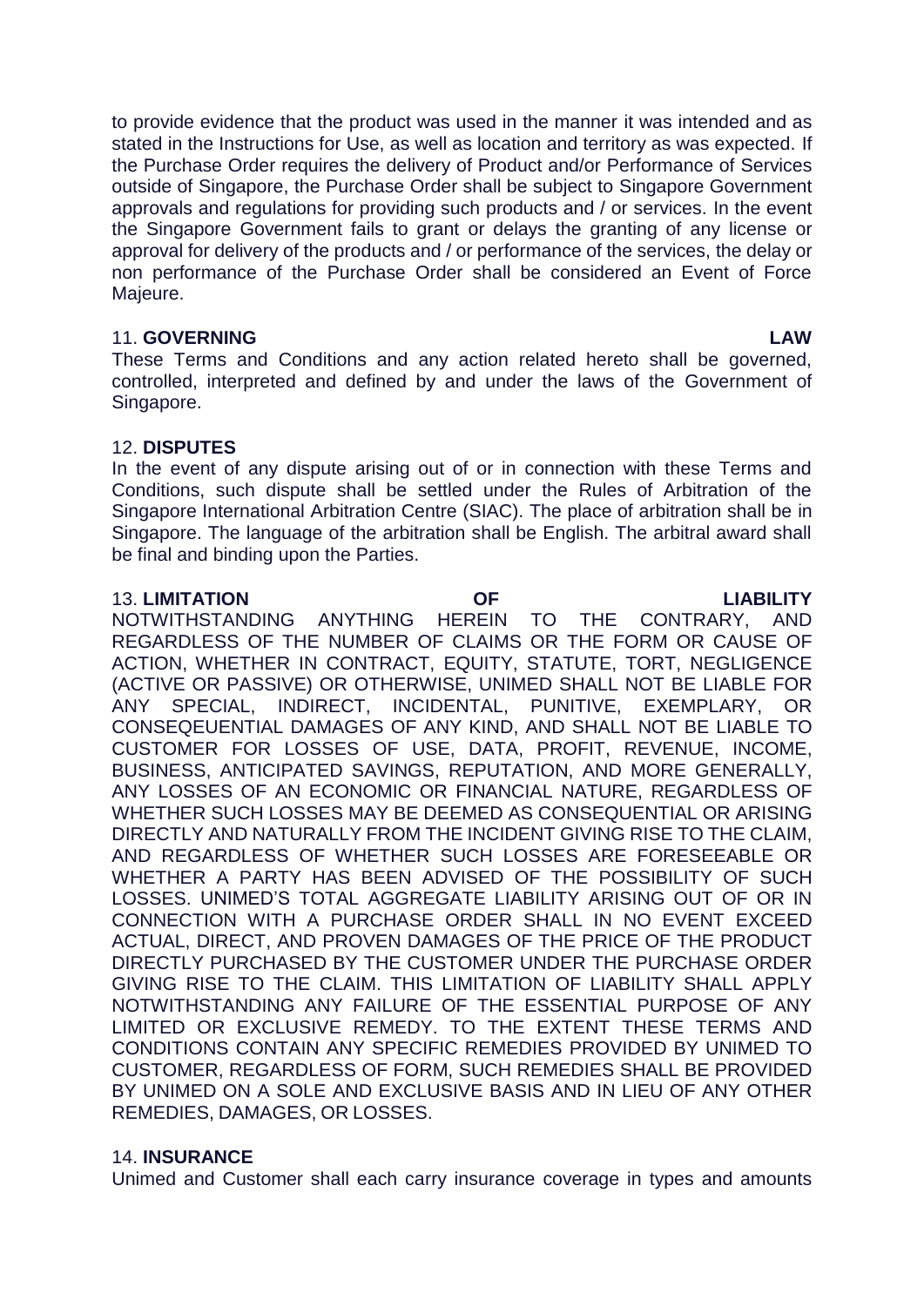to provide evidence that the product was used in the manner it was intended and as stated in the Instructions for Use, as well as location and territory as was expected. If the Purchase Order requires the delivery of Product and/or Performance of Services outside of Singapore, the Purchase Order shall be subject to Singapore Government approvals and regulations for providing such products and / or services. In the event the Singapore Government fails to grant or delays the granting of any license or approval for delivery of the products and / or performance of the services, the delay or non performance of the Purchase Order shall be considered an Event of Force Majeure.

11. **GOVERNING LAW**
These Terms and Conditions and any action related hereto shall be governed, controlled, interpreted and defined by and under the laws of the Government of Singapore.

12. **DISPUTES**
In the event of any dispute arising out of or in connection with these Terms and Conditions, such dispute shall be settled under the Rules of Arbitration of the Singapore International Arbitration Centre (SIAC). The place of arbitration shall be in Singapore. The language of the arbitration shall be English. The arbitral award shall be final and binding upon the Parties.

13. **LIMITATION OF LIABILITY**
NOTWITHSTANDING ANYTHING HEREIN TO THE CONTRARY, AND REGARDLESS OF THE NUMBER OF CLAIMS OR THE FORM OR CAUSE OF ACTION, WHETHER IN CONTRACT, EQUITY, STATUTE, TORT, NEGLIGENCE (ACTIVE OR PASSIVE) OR OTHERWISE, UNIMED SHALL NOT BE LIABLE FOR ANY SPECIAL, INDIRECT, INCIDENTAL, PUNITIVE, EXEMPLARY, OR CONSEQEUENTIAL DAMAGES OF ANY KIND, AND SHALL NOT BE LIABLE TO CUSTOMER FOR LOSSES OF USE, DATA, PROFIT, REVENUE, INCOME, BUSINESS, ANTICIPATED SAVINGS, REPUTATION, AND MORE GENERALLY, ANY LOSSES OF AN ECONOMIC OR FINANCIAL NATURE, REGARDLESS OF WHETHER SUCH LOSSES MAY BE DEEMED AS CONSEQUENTIAL OR ARISING DIRECTLY AND NATURALLY FROM THE INCIDENT GIVING RISE TO THE CLAIM, AND REGARDLESS OF WHETHER SUCH LOSSES ARE FORESEEABLE OR WHETHER A PARTY HAS BEEN ADVISED OF THE POSSIBILITY OF SUCH LOSSES. UNIMED'S TOTAL AGGREGATE LIABILITY ARISING OUT OF OR IN CONNECTION WITH A PURCHASE ORDER SHALL IN NO EVENT EXCEED ACTUAL, DIRECT, AND PROVEN DAMAGES OF THE PRICE OF THE PRODUCT DIRECTLY PURCHASED BY THE CUSTOMER UNDER THE PURCHASE ORDER GIVING RISE TO THE CLAIM. THIS LIMITATION OF LIABILITY SHALL APPLY NOTWITHSTANDING ANY FAILURE OF THE ESSENTIAL PURPOSE OF ANY LIMITED OR EXCLUSIVE REMEDY. TO THE EXTENT THESE TERMS AND CONDITIONS CONTAIN ANY SPECIFIC REMEDIES PROVIDED BY UNIMED TO CUSTOMER, REGARDLESS OF FORM, SUCH REMEDIES SHALL BE PROVIDED BY UNIMED ON A SOLE AND EXCLUSIVE BASIS AND IN LIEU OF ANY OTHER REMEDIES, DAMAGES, OR LOSSES.

14. **INSURANCE**
Unimed and Customer shall each carry insurance coverage in types and amounts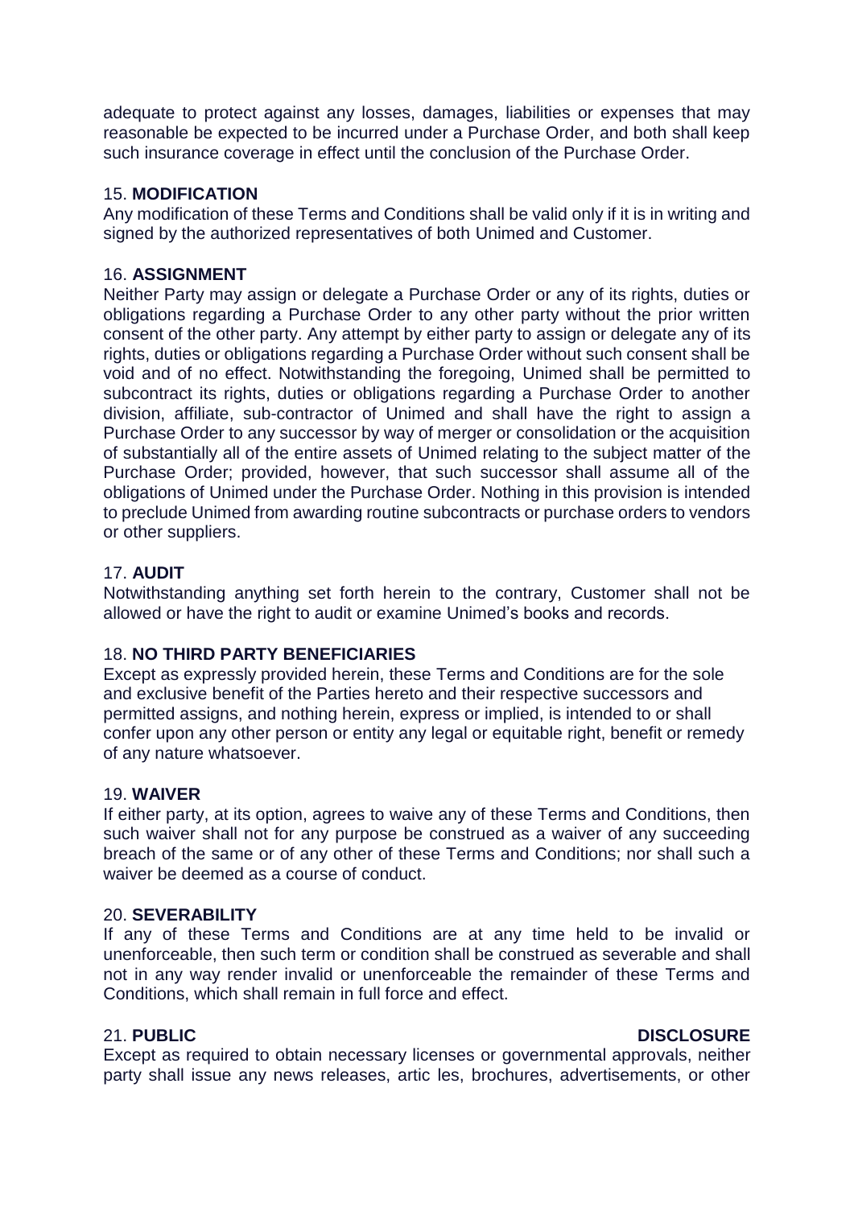adequate to protect against any losses, damages, liabilities or expenses that may reasonable be expected to be incurred under a Purchase Order, and both shall keep such insurance coverage in effect until the conclusion of the Purchase Order.

15. **MODIFICATION**

Any modification of these Terms and Conditions shall be valid only if it is in writing and signed by the authorized representatives of both Unimed and Customer.

16. **ASSIGNMENT**

Neither Party may assign or delegate a Purchase Order or any of its rights, duties or obligations regarding a Purchase Order to any other party without the prior written consent of the other party. Any attempt by either party to assign or delegate any of its rights, duties or obligations regarding a Purchase Order without such consent shall be void and of no effect. Notwithstanding the foregoing, Unimed shall be permitted to subcontract its rights, duties or obligations regarding a Purchase Order to another division, affiliate, sub-contractor of Unimed and shall have the right to assign a Purchase Order to any successor by way of merger or consolidation or the acquisition of substantially all of the entire assets of Unimed relating to the subject matter of the Purchase Order; provided, however, that such successor shall assume all of the obligations of Unimed under the Purchase Order. Nothing in this provision is intended to preclude Unimed from awarding routine subcontracts or purchase orders to vendors or other suppliers.

17. **AUDIT**

Notwithstanding anything set forth herein to the contrary, Customer shall not be allowed or have the right to audit or examine Unimed's books and records.

18. **NO THIRD PARTY BENEFICIARIES**

Except as expressly provided herein, these Terms and Conditions are for the sole and exclusive benefit of the Parties hereto and their respective successors and permitted assigns, and nothing herein, express or implied, is intended to or shall confer upon any other person or entity any legal or equitable right, benefit or remedy of any nature whatsoever.

19. **WAIVER**

If either party, at its option, agrees to waive any of these Terms and Conditions, then such waiver shall not for any purpose be construed as a waiver of any succeeding breach of the same or of any other of these Terms and Conditions; nor shall such a waiver be deemed as a course of conduct.

20. **SEVERABILITY**

If any of these Terms and Conditions are at any time held to be invalid or unenforceable, then such term or condition shall be construed as severable and shall not in any way render invalid or unenforceable the remainder of these Terms and Conditions, which shall remain in full force and effect.

21. **PUBLIC DISCLOSURE**

Except as required to obtain necessary licenses or governmental approvals, neither party shall issue any news releases, artic les, brochures, advertisements, or other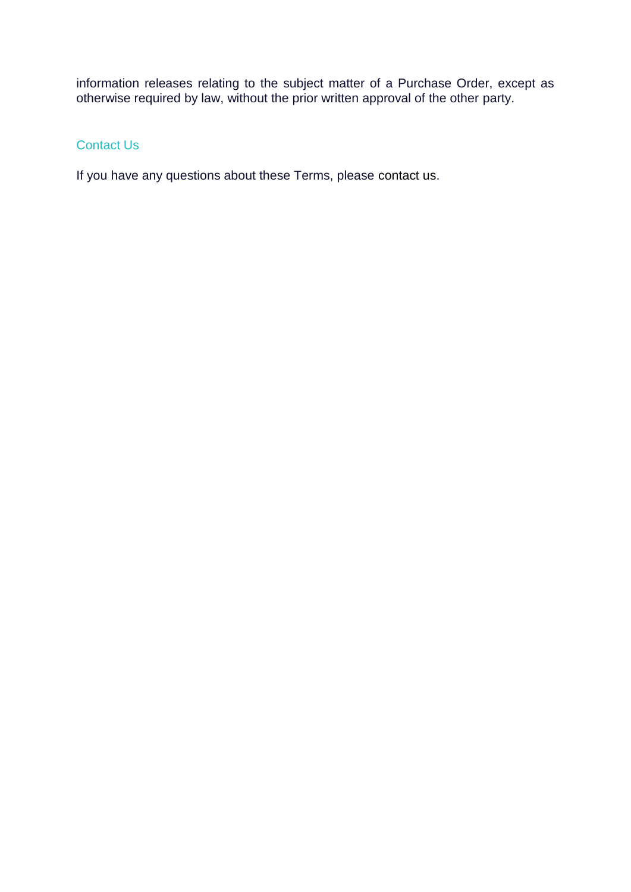information releases relating to the subject matter of a Purchase Order, except as otherwise required by law, without the prior written approval of the other party.

## Contact Us

If you have any questions about these Terms, please contact us.